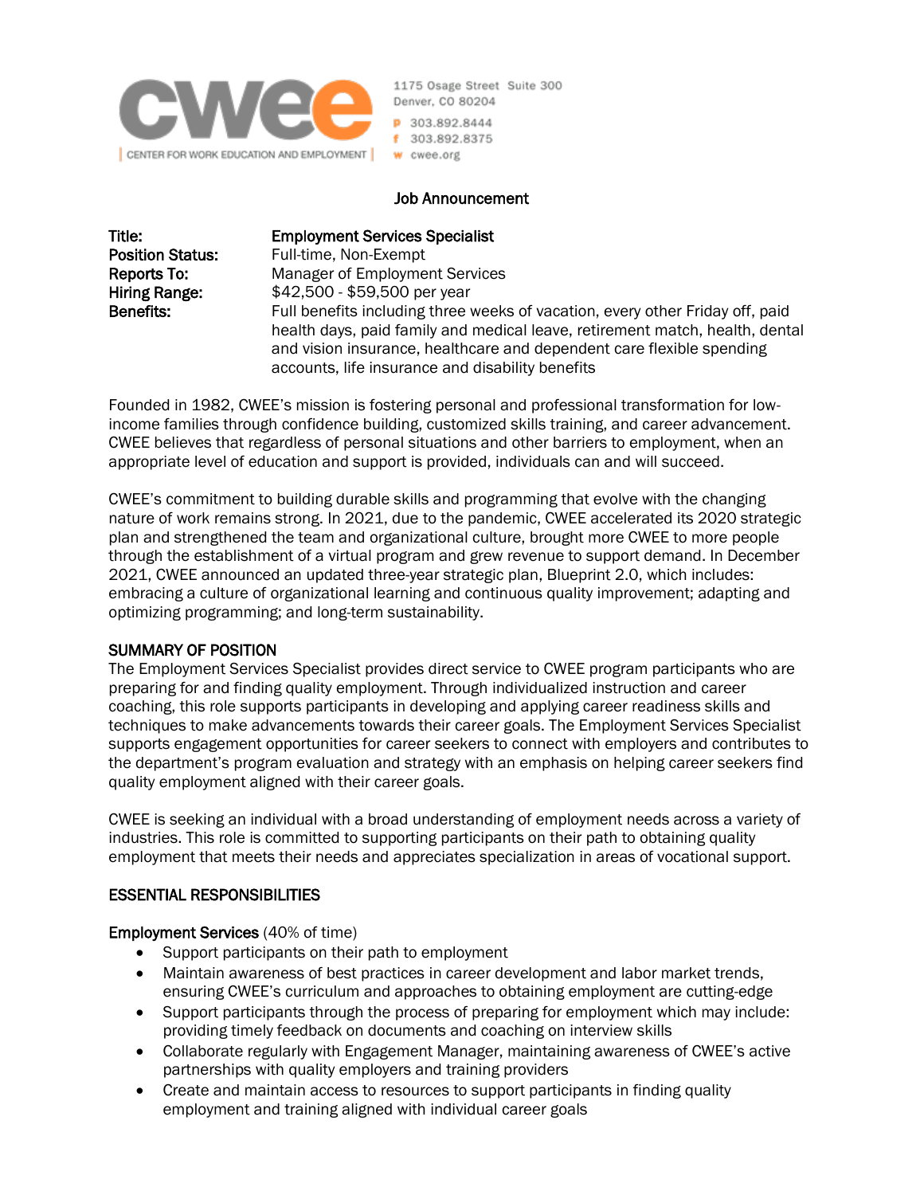cwee

CENTER FOR WORK EDUCATION AND EMPLOYMENT

1175 Osage Street Suite 300
Denver, CO 80204
p 303.892.8444
f 303.892.8375
w cwee.org

## Job Announcement

**Title:** **Employment Services Specialist**
**Position Status:** Full-time, Non-Exempt
**Reports To:** Manager of Employment Services
**Hiring Range:** $42,500 - $59,500 per year
**Benefits:** Full benefits including three weeks of vacation, every other Friday off, paid health days, paid family and medical leave, retirement match, health, dental and vision insurance, healthcare and dependent care flexible spending accounts, life insurance and disability benefits

Founded in 1982, CWEE's mission is fostering personal and professional transformation for low-income families through confidence building, customized skills training, and career advancement. CWEE believes that regardless of personal situations and other barriers to employment, when an appropriate level of education and support is provided, individuals can and will succeed.

CWEE's commitment to building durable skills and programming that evolve with the changing nature of work remains strong. In 2021, due to the pandemic, CWEE accelerated its 2020 strategic plan and strengthened the team and organizational culture, brought more CWEE to more people through the establishment of a virtual program and grew revenue to support demand. In December 2021, CWEE announced an updated three-year strategic plan, Blueprint 2.0, which includes: embracing a culture of organizational learning and continuous quality improvement; adapting and optimizing programming; and long-term sustainability.

### SUMMARY OF POSITION

The Employment Services Specialist provides direct service to CWEE program participants who are preparing for and finding quality employment. Through individualized instruction and career coaching, this role supports participants in developing and applying career readiness skills and techniques to make advancements towards their career goals. The Employment Services Specialist supports engagement opportunities for career seekers to connect with employers and contributes to the department's program evaluation and strategy with an emphasis on helping career seekers find quality employment aligned with their career goals.

CWEE is seeking an individual with a broad understanding of employment needs across a variety of industries. This role is committed to supporting participants on their path to obtaining quality employment that meets their needs and appreciates specialization in areas of vocational support.

### ESSENTIAL RESPONSIBILITIES

**Employment Services** (40% of time)

- Support participants on their path to employment
- Maintain awareness of best practices in career development and labor market trends, ensuring CWEE's curriculum and approaches to obtaining employment are cutting-edge
- Support participants through the process of preparing for employment which may include: providing timely feedback on documents and coaching on interview skills
- Collaborate regularly with Engagement Manager, maintaining awareness of CWEE's active partnerships with quality employers and training providers
- Create and maintain access to resources to support participants in finding quality employment and training aligned with individual career goals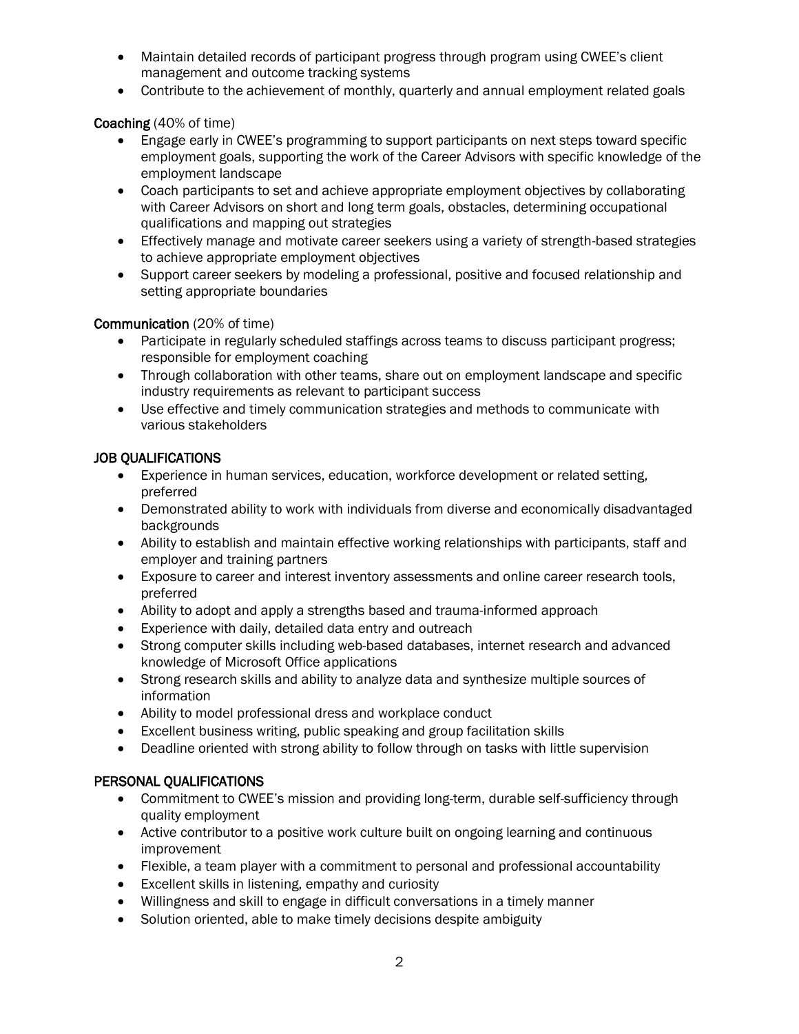- Maintain detailed records of participant progress through program using CWEE's client management and outcome tracking systems
- Contribute to the achievement of monthly, quarterly and annual employment related goals

**Coaching** (40% of time)

- Engage early in CWEE's programming to support participants on next steps toward specific employment goals, supporting the work of the Career Advisors with specific knowledge of the employment landscape
- Coach participants to set and achieve appropriate employment objectives by collaborating with Career Advisors on short and long term goals, obstacles, determining occupational qualifications and mapping out strategies
- Effectively manage and motivate career seekers using a variety of strength-based strategies to achieve appropriate employment objectives
- Support career seekers by modeling a professional, positive and focused relationship and setting appropriate boundaries

**Communication** (20% of time)

- Participate in regularly scheduled staffings across teams to discuss participant progress; responsible for employment coaching
- Through collaboration with other teams, share out on employment landscape and specific industry requirements as relevant to participant success
- Use effective and timely communication strategies and methods to communicate with various stakeholders

## JOB QUALIFICATIONS

- Experience in human services, education, workforce development or related setting, preferred
- Demonstrated ability to work with individuals from diverse and economically disadvantaged backgrounds
- Ability to establish and maintain effective working relationships with participants, staff and employer and training partners
- Exposure to career and interest inventory assessments and online career research tools, preferred
- Ability to adopt and apply a strengths based and trauma-informed approach
- Experience with daily, detailed data entry and outreach
- Strong computer skills including web-based databases, internet research and advanced knowledge of Microsoft Office applications
- Strong research skills and ability to analyze data and synthesize multiple sources of information
- Ability to model professional dress and workplace conduct
- Excellent business writing, public speaking and group facilitation skills
- Deadline oriented with strong ability to follow through on tasks with little supervision

## PERSONAL QUALIFICATIONS

- Commitment to CWEE's mission and providing long-term, durable self-sufficiency through quality employment
- Active contributor to a positive work culture built on ongoing learning and continuous improvement
- Flexible, a team player with a commitment to personal and professional accountability
- Excellent skills in listening, empathy and curiosity
- Willingness and skill to engage in difficult conversations in a timely manner
- Solution oriented, able to make timely decisions despite ambiguity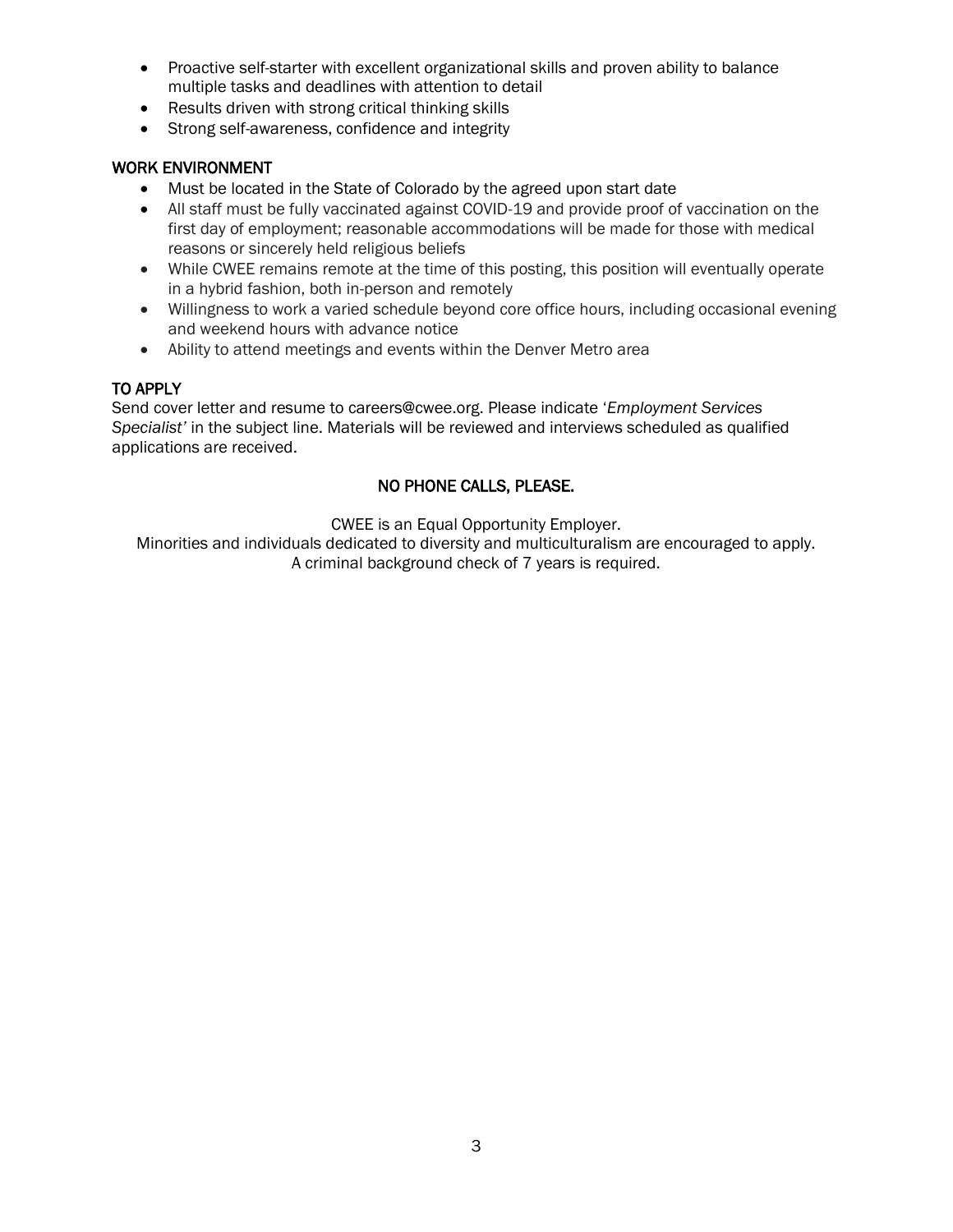- Proactive self-starter with excellent organizational skills and proven ability to balance multiple tasks and deadlines with attention to detail
- Results driven with strong critical thinking skills
- Strong self-awareness, confidence and integrity

## WORK ENVIRONMENT

- Must be located in the State of Colorado by the agreed upon start date
- All staff must be fully vaccinated against COVID-19 and provide proof of vaccination on the first day of employment; reasonable accommodations will be made for those with medical reasons or sincerely held religious beliefs
- While CWEE remains remote at the time of this posting, this position will eventually operate in a hybrid fashion, both in-person and remotely
- Willingness to work a varied schedule beyond core office hours, including occasional evening and weekend hours with advance notice
- Ability to attend meetings and events within the Denver Metro area

## TO APPLY

Send cover letter and resume to careers@cwee.org. Please indicate '*Employment Services Specialist'* in the subject line. Materials will be reviewed and interviews scheduled as qualified applications are received.

**NO PHONE CALLS, PLEASE.**

CWEE is an Equal Opportunity Employer.
Minorities and individuals dedicated to diversity and multiculturalism are encouraged to apply.
A criminal background check of 7 years is required.